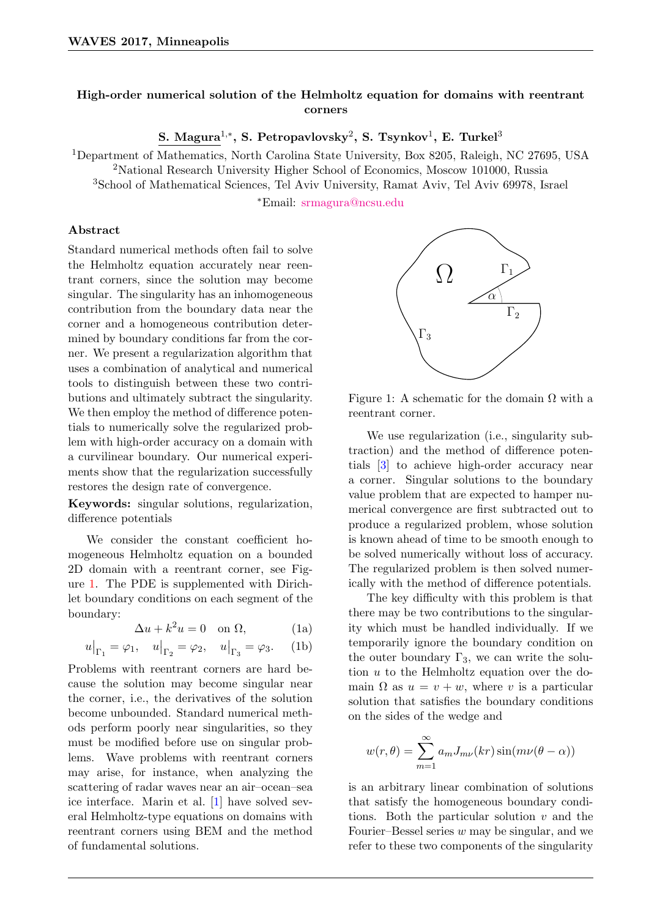# High-order numerical solution of the Helmholtz equation for domains with reentrant corners

**S. Magura**[1,*], **S. Petropavlovsky**[2], **S. Tsynkov**[1], **E. Turkel**[3]

[1]Department of Mathematics, North Carolina State University, Box 8205, Raleigh, NC 27695, USA
[2]National Research University Higher School of Economics, Moscow 101000, Russia
[3]School of Mathematical Sciences, Tel Aviv University, Ramat Aviv, Tel Aviv 69978, Israel

*Email: srmagura@ncsu.edu

## Abstract

Standard numerical methods often fail to solve the Helmholtz equation accurately near reentrant corners, since the solution may become singular. The singularity has an inhomogeneous contribution from the boundary data near the corner and a homogeneous contribution determined by boundary conditions far from the corner. We present a regularization algorithm that uses a combination of analytical and numerical tools to distinguish between these two contributions and ultimately subtract the singularity. We then employ the method of difference potentials to numerically solve the regularized problem with high-order accuracy on a domain with a curvilinear boundary. Our numerical experiments show that the regularization successfully restores the design rate of convergence.

**Keywords:** singular solutions, regularization, difference potentials

We consider the constant coefficient homogeneous Helmholtz equation on a bounded 2D domain with a reentrant corner, see Figure 1. The PDE is supplemented with Dirichlet boundary conditions on each segment of the boundary:

$$\Delta u + k^2 u = 0 \quad \text{on } \Omega, \tag{1a}$$

$$u\big|_{\Gamma_1} = \varphi_1, \quad u\big|_{\Gamma_2} = \varphi_2, \quad u\big|_{\Gamma_3} = \varphi_3. \tag{1b}$$

Problems with reentrant corners are hard because the solution may become singular near the corner, i.e., the derivatives of the solution become unbounded. Standard numerical methods perform poorly near singularities, so they must be modified before use on singular problems. Wave problems with reentrant corners may arise, for instance, when analyzing the scattering of radar waves near an air–ocean–sea ice interface. Marin et al. [1] have solved several Helmholtz-type equations on domains with reentrant corners using BEM and the method of fundamental solutions.

Figure 1: A schematic for the domain $\Omega$ with a reentrant corner.

We use regularization (i.e., singularity subtraction) and the method of difference potentials [3] to achieve high-order accuracy near a corner. Singular solutions to the boundary value problem that are expected to hamper numerical convergence are first subtracted out to produce a regularized problem, whose solution is known ahead of time to be smooth enough to be solved numerically without loss of accuracy. The regularized problem is then solved numerically with the method of difference potentials.

The key difficulty with this problem is that there may be two contributions to the singularity which must be handled individually. If we temporarily ignore the boundary condition on the outer boundary $\Gamma_3$, we can write the solution $u$ to the Helmholtz equation over the domain $\Omega$ as $u = v + w$, where $v$ is a particular solution that satisfies the boundary conditions on the sides of the wedge and

$$w(r, \theta) = \sum_{m=1}^{\infty} a_m J_{m\nu}(kr) \sin(m\nu(\theta - \alpha))$$

is an arbitrary linear combination of solutions that satisfy the homogeneous boundary conditions. Both the particular solution $v$ and the Fourier–Bessel series $w$ may be singular, and we refer to these two components of the singularity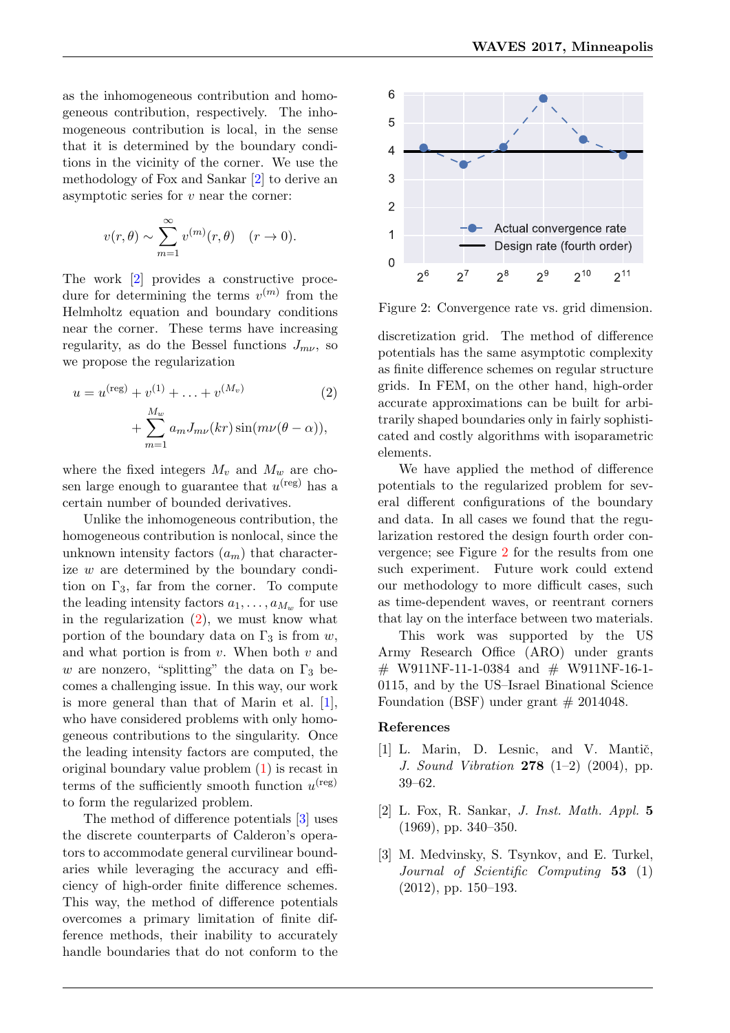as the inhomogeneous contribution and homogeneous contribution, respectively. The inhomogeneous contribution is local, in the sense that it is determined by the boundary conditions in the vicinity of the corner. We use the methodology of Fox and Sankar [2] to derive an asymptotic series for $v$ near the corner:

$$v(r,\theta) \sim \sum_{m=1}^{\infty} v^{(m)}(r,\theta) \quad (r \to 0).$$

The work [2] provides a constructive procedure for determining the terms $v^{(m)}$ from the Helmholtz equation and boundary conditions near the corner. These terms have increasing regularity, as do the Bessel functions $J_{m\nu}$, so we propose the regularization

$$u = u^{(\mathrm{reg})} + v^{(1)} + \ldots + v^{(M_v)} + \sum_{m=1}^{M_w} a_m J_{m\nu}(kr)\sin(m\nu(\theta-\alpha)), \tag{2}$$

where the fixed integers $M_v$ and $M_w$ are chosen large enough to guarantee that $u^{(\mathrm{reg})}$ has a certain number of bounded derivatives.

Unlike the inhomogeneous contribution, the homogeneous contribution is nonlocal, since the unknown intensity factors $(a_m)$ that characterize $w$ are determined by the boundary condition on $\Gamma_3$, far from the corner. To compute the leading intensity factors $a_1, \ldots, a_{M_w}$ for use in the regularization (2), we must know what portion of the boundary data on $\Gamma_3$ is from $w$, and what portion is from $v$. When both $v$ and $w$ are nonzero, "splitting" the data on $\Gamma_3$ becomes a challenging issue. In this way, our work is more general than that of Marin et al. [1], who have considered problems with only homogeneous contributions to the singularity. Once the leading intensity factors are computed, the original boundary value problem (1) is recast in terms of the sufficiently smooth function $u^{(\mathrm{reg})}$ to form the regularized problem.

The method of difference potentials [3] uses the discrete counterparts of Calderon's operators to accommodate general curvilinear boundaries while leveraging the accuracy and efficiency of high-order finite difference schemes. This way, the method of difference potentials overcomes a primary limitation of finite difference methods, their inability to accurately handle boundaries that do not conform to the discretization grid. The method of difference potentials has the same asymptotic complexity as finite difference schemes on regular structure grids. In FEM, on the other hand, high-order accurate approximations can be built for arbitrarily shaped boundaries only in fairly sophisticated and costly algorithms with isoparametric elements.

6
5
4
3
2
1
0
$2^6$ $2^7$ $2^8$ $2^9$ $2^{10}$ $2^{11}$
Actual convergence rate
Design rate (fourth order)

Figure 2: Convergence rate vs. grid dimension.

We have applied the method of difference potentials to the regularized problem for several different configurations of the boundary and data. In all cases we found that the regularization restored the design fourth order convergence; see Figure 2 for the results from one such experiment. Future work could extend our methodology to more difficult cases, such as time-dependent waves, or reentrant corners that lay on the interface between two materials.

This work was supported by the US Army Research Office (ARO) under grants # W911NF-11-1-0384 and # W911NF-16-1-0115, and by the US–Israel Binational Science Foundation (BSF) under grant # 2014048.

## References

[1] L. Marin, D. Lesnic, and V. Mantič, *J. Sound Vibration* **278** (1–2) (2004), pp. 39–62.

[2] L. Fox, R. Sankar, *J. Inst. Math. Appl.* **5** (1969), pp. 340–350.

[3] M. Medvinsky, S. Tsynkov, and E. Turkel, *Journal of Scientific Computing* **53** (1) (2012), pp. 150–193.